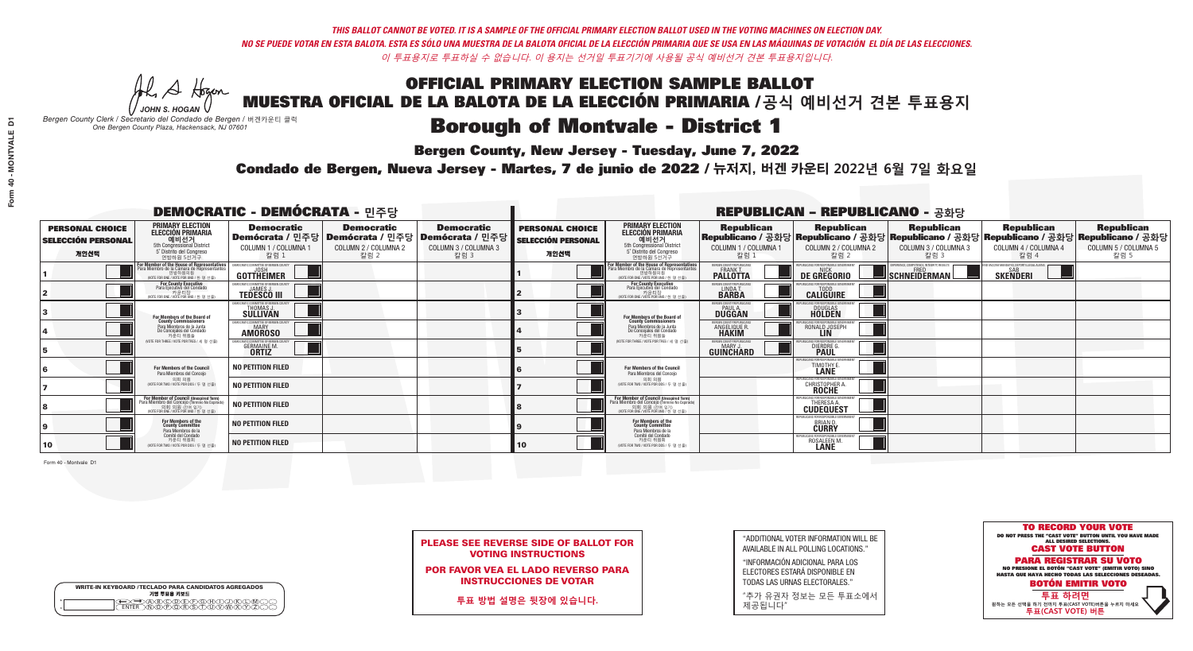*THIS BALLOT CANNOT BE VOTED. IT IS A SAMPLE OF THE OFFICIAL PRIMARY ELECTION BALLOT USED IN THE VOTING MACHINES ON ELECTION DAY.*
*NO SE PUEDE VOTAR EN ESTA BALOTA. ESTA ES SÓLO UNA MUESTRA DE LA BALOTA OFICIAL DE LA ELECCIÓN PRIMARIA QUE SE USA EN LAS MÁQUINAS DE VOTACIÓN EL DÍA DE LAS ELECCIONES.*
*이 투표용지로 투표하실 수 없습니다. 이 용지는 선거일 투표기기에 사용될 공식 예비선거 견본 투표용지입니다.*

JOHN S. HOGAN
*Bergen County Clerk / Secretario del Condado de Bergen / 버겐카운티 클럭*
*One Bergen County Plaza, Hackensack, NJ 07601*

# OFFICIAL PRIMARY ELECTION SAMPLE BALLOT
# MUESTRA OFICIAL DE LA BALOTA DE LA ELECCIÓN PRIMARIA /공식 예비선거 견본 투표용지

## Borough of Montvale - District 1

**Bergen County, New Jersey - Tuesday, June 7, 2022**

**Condado de Bergen, Nueva Jersey - Martes, 7 de junio de 2022 / 뉴저지, 버겐 카운티 2022년 6월 7일 화요일**

### DEMOCRATIC - DEMÓCRATA - 민주당

| PERSONAL CHOICE / SELECCIÓN PERSONAL / 개인선택 | PRIMARY ELECTION / ELECCIÓN PRIMARIA / 예비선거 / 5th Congressional District / 5° Distrito del Congreso / 연방하원 5선거구 | Democratic / Demócrata / 민주당 COLUMN 1 / COLUMNA 1 / 칼럼 1 | Democratic / Demócrata / 민주당 COLUMN 2 / COLUMNA 2 / 칼럼 2 | Democratic / Demócrata / 민주당 COLUMN 3 / COLUMNA 3 / 칼럼 3 |
|---|---|---|---|---|
| 1 | For Member of the House of Representatives / Para Miembro de la Cámara de Representantes / 연방하원의원 (VOTE FOR ONE / VOTE POR UNO / 한 명 선출) | JOSH GOTTHEIMER | | |
| 2 | For County Executive / Para Ejecutivo del Condado / 카운티장 (VOTE FOR ONE / VOTE POR UNO / 한 명 선출) | JAMES J. TEDESCO III | | |
| 3 | For Members of the Board of County Commissioners / Para Miembros de la Junta De Concejales del Condado / 카운티 위원들 (VOTE FOR THREE / VOTE POR TRES / 세 명 선출) | THOMAS J. SULLIVAN | | |
| 4 | | MARY AMOROSO | | |
| 5 | | GERMAINE M. ORTIZ | | |
| 6 | For Members of the Council / Para Miembros del Concejo / 의회 의원 (VOTE FOR TWO / VOTE POR DOS / 두 명 선출) | NO PETITION FILED | | |
| 7 | | NO PETITION FILED | | |
| 8 | For Member of Council (Unexpired Term) / Para Miembro del Concejo (Término No Expirado) / 의회 의원 (잔여 임기) (VOTE FOR ONE / VOTE POR UNO / 한 명 선출) | NO PETITION FILED | | |
| 9 | For Members of the County Committee / Para Miembros de la Comité del Condado / 카운티 위원회 (VOTE FOR TWO / VOTE POR DOS / 두 명 선출) | NO PETITION FILED | | |
| 10 | | NO PETITION FILED | | |

### REPUBLICAN - REPUBLICANO - 공화당

| PERSONAL CHOICE / SELECCIÓN PERSONAL / 개인선택 | PRIMARY ELECTION / ELECCIÓN PRIMARIA / 예비선거 / 5th Congressional District / 5° Distrito del Congreso / 연방하원 5선거구 | Republican / Republicano / 공화당 COLUMN 1 / COLUMNA 1 / 칼럼 1 | Republican / Republicano / 공화당 COLUMN 2 / COLUMNA 2 / 칼럼 2 | Republican / Republicano / 공화당 COLUMN 3 / COLUMNA 3 / 칼럼 3 | Republican / Republicano / 공화당 COLUMN 4 / COLUMNA 4 / 칼럼 4 | Republican / Republicano / 공화당 COLUMN 5 / COLUMNA 5 / 칼럼 5 |
|---|---|---|---|---|---|---|
| 1 | For Member of the House of Representatives / Para Miembro de la Cámara de Representantes / 연방하원의원 (VOTE FOR ONE / VOTE POR UNO / 한 명 선출) | FRANK T. PALLOTTA | NICK DE GREGORIO | FRED SCHNEIDERMAN | SAB SKENDERI | |
| 2 | For County Executive / Para Ejecutivo del Condado / 카운티장 (VOTE FOR ONE / VOTE POR UNO / 한 명 선출) | LINDA T. BARBA | TODD CALIGUIRE | | | |
| 3 | For Members of the Board of County Commissioners / Para Miembros de la Junta De Concejales del Condado / 카운티 위원들 (VOTE FOR THREE / VOTE POR TRES / 세 명 선출) | PAUL A. DUGGAN | DOUGLAS HOLDEN | | | |
| 4 | | ANGELIQUE R. HAKIM | RONALD JOSEPH LIN | | | |
| 5 | | MARY J. GUINCHARD | DIERDRE G. PAUL | | | |
| 6 | For Members of the Council / Para Miembros del Concejo / 의회 의원 (VOTE FOR TWO / VOTE POR DOS / 두 명 선출) | | TIMOTHY E. LANE | | | |
| 7 | | | CHRISTOPHER A. ROCHE | | | |
| 8 | For Member of Council (Unexpired Term) / Para Miembro del Concejo (Término No Expirado) / 의회 의원 (잔여 임기) (VOTE FOR ONE / VOTE POR UNO / 한 명 선출) | | THERESA A. CUDEQUEST | | | |
| 9 | For Members of the County Committee / Para Miembros de la Comité del Condado / 카운티 위원회 (VOTE FOR TWO / VOTE POR DOS / 두 명 선출) | | BRIAN D. CURRY | | | |
| 10 | | | ROSALEEN M. LANE | | | |

Form 40 - Montvale D1

**PLEASE SEE REVERSE SIDE OF BALLOT FOR VOTING INSTRUCTIONS**

**POR FAVOR VEA EL LADO REVERSO PARA INSTRUCCIONES DE VOTAR**

**투표 방법 설명은 뒷장에 있습니다.**

"ADDITIONAL VOTER INFORMATION WILL BE AVAILABLE IN ALL POLLING LOCATIONS."

"INFORMACIÓN ADICIONAL PARA LOS ELECTORES ESTARÁ DISPONIBLE EN TODAS LAS URNAS ELECTORALES."

"추가 유권자 정보는 모든 투표소에서 제공됩니다"

WRITE-IN KEYBOARD /TECLADO PARA CANDIDATOS AGREGADOS
기명 투표용 키보드

**TO RECORD YOUR VOTE**
DO NOT PRESS THE "CAST VOTE" BUTTON UNTIL YOU HAVE MADE ALL DESIRED SELECTIONS.
**CAST VOTE BUTTON**

**PARA REGISTRAR SU VOTO**
NO PRESIONE EL BOTÓN "CAST VOTE" (EMITIR VOTO) SINO HASTA QUE HAYA HECHO TODAS LAS SELECCIONES DESEADAS.
**BOTÓN EMITIR VOTO**

**투표 하려면**
원하는 모든 선택을 하기 전까지 투표(CAST VOTE)버튼을 누르지 마세요.
**투표(CAST VOTE) 버튼**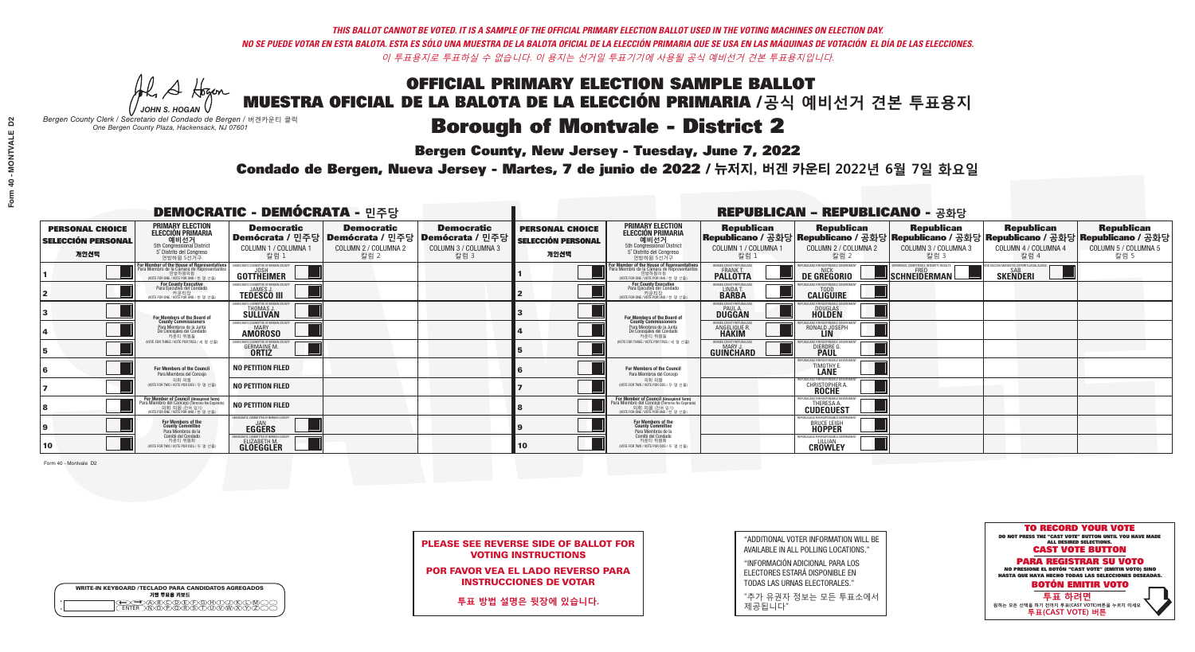*THIS BALLOT CANNOT BE VOTED. IT IS A SAMPLE OF THE OFFICIAL PRIMARY ELECTION BALLOT USED IN THE VOTING MACHINES ON ELECTION DAY.*
*NO SE PUEDE VOTAR EN ESTA BALOTA. ESTA ES SÓLO UNA MUESTRA DE LA BALOTA OFICIAL DE LA ELECCIÓN PRIMARIA QUE SE USA EN LAS MÁQUINAS DE VOTACIÓN EL DÍA DE LAS ELECCIONES.*
*이 투표용지로 투표하실 수 없습니다. 이 용지는 선거일 투표기기에 사용될 공식 예비선거 견본 투표용지입니다.*

JOHN S. HOGAN
*Bergen County Clerk / Secretario del Condado de Bergen / 버겐카운티 클럭*
*One Bergen County Plaza, Hackensack, NJ 07601*

# OFFICIAL PRIMARY ELECTION SAMPLE BALLOT
# MUESTRA OFICIAL DE LA BALOTA DE LA ELECCIÓN PRIMARIA /공식 예비선거 견본 투표용지
# Borough of Montvale - District 2

**Bergen County, New Jersey - Tuesday, June 7, 2022**

**Condado de Bergen, Nueva Jersey - Martes, 7 de junio de 2022 / 뉴저지, 버겐 카운티 2022년 6월 7일 화요일**

## DEMOCRATIC - DEMÓCRATA - 민주당

| PERSONAL CHOICE / SELECCIÓN PERSONAL / 개인선택 | PRIMARY ELECTION / ELECCIÓN PRIMARIA / 예비선거 (5th Congressional District / 5° Distrito del Congreso / 연방하원 5선거구) | Democratic / Demócrata / 민주당 COLUMN 1 / COLUMNA 1 / 칼럼 1 | Democratic / Demócrata / 민주당 COLUMN 2 / COLUMNA 2 / 칼럼 2 | Democratic / Demócrata / 민주당 COLUMN 3 / COLUMNA 3 / 칼럼 3 |
|---|---|---|---|---|
| 1 | For Member of the House of Representatives / Para Miembro de la Cámara de Representantes / 연방하원의원 (VOTE FOR ONE / VOTE POR UNO / 한 명 선출) | JOSH GOTTHEIMER | | |
| 2 | For County Executive / Para Ejecutivo del Condado / 카운티장 (VOTE FOR ONE / VOTE POR UNO / 한 명 선출) | JAMES J. TEDESCO III | | |
| 3 | For Members of the Board of County Commissioners / Para Miembros de la Junta De Concejales del Condado / 카운티 위원들 (VOTE FOR THREE / VOTE POR TRES / 세 명 선출) | THOMAS J. SULLIVAN | | |
| 4 | | MARY AMOROSO | | |
| 5 | | GERMAINE M. ORTIZ | | |
| 6 | For Members of the Council / Para Miembros del Concejo / 의회 의원 (VOTE FOR TWO / VOTE POR DOS / 두 명 선출) | NO PETITION FILED | | |
| 7 | | NO PETITION FILED | | |
| 8 | For Member of Council (Unexpired Term) / Para Miembro del Concejo (Termino No Expirado) / 의회 의원 (잔여 임기) (VOTE FOR ONE / VOTE POR UNO / 한 명 선출) | NO PETITION FILED | | |
| 9 | For Members of the County Committee / Para Miembros de la Comité del Condado / 카운티 위원회 (VOTE FOR TWO / VOTE POR DOS / 두 명 선출) | JAN EGGERS | | |
| 10 | | ELIZABETH M. GLOEGGLER | | |

## REPUBLICAN - REPUBLICANO - 공화당

| PERSONAL CHOICE / SELECCIÓN PERSONAL / 개인선택 | PRIMARY ELECTION / ELECCIÓN PRIMARIA / 예비선거 (5th Congressional District / 5° Distrito del Congreso / 연방하원 5선거구) | Republican / Republicano / 공화당 COLUMN 1 / COLUMNA 1 / 칼럼 1 | Republican / Republicano / 공화당 COLUMN 2 / COLUMNA 2 / 칼럼 2 | Republican / Republicano / 공화당 COLUMN 3 / COLUMNA 3 / 칼럼 3 | Republican / Republicano / 공화당 COLUMN 4 / COLUMNA 4 / 칼럼 4 | Republican / Republicano / 공화당 COLUMN 5 / COLUMNA 5 / 칼럼 5 |
|---|---|---|---|---|---|---|
| 1 | For Member of the House of Representatives / Para Miembro de la Cámara de Representantes / 연방하원의원 (VOTE FOR ONE / VOTE POR UNO / 한 명 선출) | FRANK T. PALLOTTA | NICK DE GREGORIO | FRED SCHNEIDERMAN | SAB SKENDERI | |
| 2 | For County Executive / Para Ejecutivo del Condado / 카운티장 (VOTE FOR ONE / VOTE POR UNO / 한 명 선출) | LINDA T. BARBA | TODD CALIGUIRE | | | |
| 3 | For Members of the Board of County Commissioners / Para Miembros de la Junta De Concejales del Condado / 카운티 위원들 (VOTE FOR THREE / VOTE POR TRES / 세 명 선출) | PAUL A. DUGGAN | DOUGLAS HOLDEN | | | |
| 4 | | ANGELIQUE R. HAKIM | RONALD JOSEPH LIN | | | |
| 5 | | MARY J. GUINCHARD | DIERDRE G. PAUL | | | |
| 6 | For Members of the Council / Para Miembros del Concejo / 의회 의원 (VOTE FOR TWO / VOTE POR DOS / 두 명 선출) | | TIMOTHY E. LANE | | | |
| 7 | | | CHRISTOPHER A. ROCHE | | | |
| 8 | For Member of Council (Unexpired Term) / Para Miembro del Concejo (Termino No Expirado) / 의회 의원 (잔여 임기) (VOTE FOR ONE / VOTE POR UNO / 한 명 선출) | | THERESA A. CUDEQUEST | | | |
| 9 | For Members of the County Committee / Para Miembros de la Comité del Condado / 카운티 위원회 (VOTE FOR TWO / VOTE POR DOS / 두 명 선출) | | BRUCE LEIGH HOPPER | | | |
| 10 | | | LILLIAN CROWLEY | | | |

Form 40 - Montvale D2

**PLEASE SEE REVERSE SIDE OF BALLOT FOR VOTING INSTRUCTIONS**

**POR FAVOR VEA EL LADO REVERSO PARA INSTRUCCIONES DE VOTAR**

**투표 방법 설명은 뒷장에 있습니다.**

"ADDITIONAL VOTER INFORMATION WILL BE AVAILABLE IN ALL POLLING LOCATIONS."

"INFORMACIÓN ADICIONAL PARA LOS ELECTORES ESTARÁ DISPONIBLE EN TODAS LAS URNAS ELECTORALES."

"추가 유권자 정보는 모든 투표소에서 제공됩니다"

**TO RECORD YOUR VOTE**
DO NOT PRESS THE "CAST VOTE" BUTTON UNTIL YOU HAVE MADE ALL DESIRED SELECTIONS.
**CAST VOTE BUTTON**

**PARA REGISTRAR SU VOTO**
NO PRESIONE EL BOTÓN "CAST VOTE" (EMITIR VOTO) SINO HASTA QUE HAYA HECHO TODAS LAS SELECCIONES DESEADAS.
**BOTÓN EMITIR VOTO**

**투표 하려면**
원하는 모든 선택을 하기 전까지 투표(CAST VOTE)버튼을 누르지 마세요.
**투표(CAST VOTE) 버튼**

WRITE-IN KEYBOARD /TECLADO PARA CANDIDATOS AGREGADOS
기명 투표용 키보드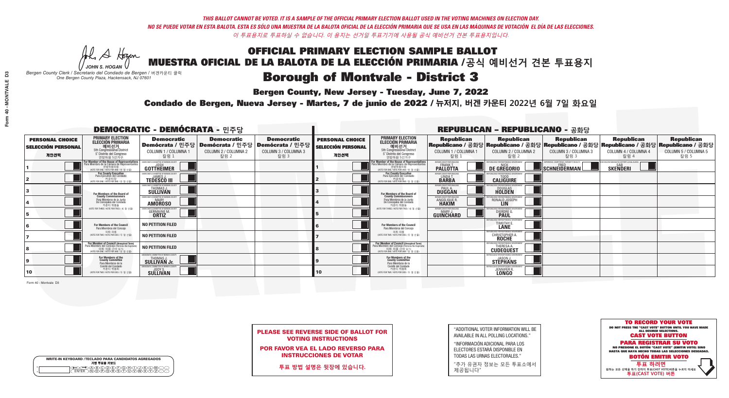*THIS BALLOT CANNOT BE VOTED. IT IS A SAMPLE OF THE OFFICIAL PRIMARY ELECTION BALLOT USED IN THE VOTING MACHINES ON ELECTION DAY.*

*NO SE PUEDE VOTAR EN ESTA BALOTA. ESTA ES SÓLO UNA MUESTRA DE LA BALOTA OFICIAL DE LA ELECCIÓN PRIMARIA QUE SE USA EN LAS MÁQUINAS DE VOTACIÓN EL DÍA DE LAS ELECCIONES.*

*이 투표용지로 투표하실 수 없습니다. 이 용지는 선거일 투표기기에 사용될 공식 예비선거 견본 투표용지입니다.*

JOHN S. HOGAN
*Bergen County Clerk / Secretario del Condado de Bergen / 버겐카운티 클럭*
*One Bergen County Plaza, Hackensack, NJ 07601*

# OFFICIAL PRIMARY ELECTION SAMPLE BALLOT
# MUESTRA OFICIAL DE LA BALOTA DE LA ELECCIÓN PRIMARIA /공식 예비선거 견본 투표용지
# Borough of Montvale - District 3

**Bergen County, New Jersey - Tuesday, June 7, 2022**

**Condado de Bergen, Nueva Jersey - Martes, 7 de junio de 2022 / 뉴저지, 버겐 카운티 2022년 6월 7일 화요일**

## DEMOCRATIC - DEMÓCRATA - 민주당

| PERSONAL CHOICE / SELECCIÓN PERSONAL / 개인선택 | PRIMARY ELECTION / ELECCIÓN PRIMARIA / 예비선거 (5th Congressional District / 5° Distrito del Congreso / 연방하원 5선거구) | Democratic / Demócrata / 민주당 COLUMN 1 / COLUMNA 1 / 칼럼 1 | Democratic / Demócrata / 민주당 COLUMN 2 / COLUMNA 2 / 칼럼 2 | Democratic / Demócrata / 민주당 COLUMN 3 / COLUMNA 3 / 칼럼 3 |
|---|---|---|---|---|
| 1 | For Member of the House of Representatives / Para Miembro de la Cámara de Representantes / 연방하원의원 (VOTE FOR ONE / VOTE POR UNO / 한 명 선출) | JOSH GOTTHEIMER | | |
| 2 | For County Executive / Para Ejecutivo del Condado / 카운티장 (VOTE FOR ONE / VOTE POR UNO / 한 명 선출) | JAMES J. TEDESCO III | | |
| 3 | For Members of the Board of County Commissioners / Para Miembros de la Junta De Concejales del Condado / 카운티 위원들 (VOTE FOR THREE / VOTE POR TRES / 세 명 선출) | THOMAS J. SULLIVAN | | |
| 4 | | MARY AMOROSO | | |
| 5 | | GERMAINE M. ORTIZ | | |
| 6 | For Members of the Council / Para Miembros del Concejo / 의회 의원 (VOTE FOR TWO / VOTE POR DOS / 두 명 선출) | NO PETITION FILED | | |
| 7 | | NO PETITION FILED | | |
| 8 | For Member of Council (Unexpired Term) / Para Miembro del Concejo (Término No Expirado) / 의회 의원 (잔여 임기) (VOTE FOR ONE / VOTE POR UNO / 한 명 선출) | NO PETITION FILED | | |
| 9 | For Members of the County Committee / Para Miembros de la Comité del Condado / 카운티 위원회 (VOTE FOR TWO / VOTE POR DOS / 두 명 선출) | THOMAS J. SULLIVAN Jr. | | |
| 10 | | JODY S. SULLIVAN | | |

## REPUBLICAN - REPUBLICANO - 공화당

| PERSONAL CHOICE / SELECCIÓN PERSONAL / 개인선택 | PRIMARY ELECTION / ELECCIÓN PRIMARIA / 예비선거 (5th Congressional District / 5° Distrito del Congreso / 연방하원 5선거구) | Republican / Republicano / 공화당 COLUMN 1 / COLUMNA 1 / 칼럼 1 | Republican / Republicano / 공화당 COLUMN 2 / COLUMNA 2 / 칼럼 2 | Republican / Republicano / 공화당 COLUMN 3 / COLUMNA 3 / 칼럼 3 | Republican / Republicano / 공화당 COLUMN 4 / COLUMNA 4 / 칼럼 4 | Republican / Republicano / 공화당 COLUMN 5 / COLUMNA 5 / 칼럼 5 |
|---|---|---|---|---|---|---|
| 1 | For Member of the House of Representatives / Para Miembro de la Cámara de Representantes / 연방하원의원 (VOTE FOR ONE / VOTE POR UNO / 한 명 선출) | FRANK T. PALLOTTA | NICK DE GREGORIO | FRED SCHNEIDERMAN | SAB SKENDERI | |
| 2 | For County Executive / Para Ejecutivo del Condado / 카운티장 (VOTE FOR ONE / VOTE POR UNO / 한 명 선출) | LINDA T. BARBA | TODD CALIGUIRE | | | |
| 3 | For Members of the Board of County Commissioners / Para Miembros de la Junta De Concejales del Condado / 카운티 위원들 (VOTE FOR THREE / VOTE POR TRES / 세 명 선출) | PAUL A. DUGGAN | DOUGLAS HOLDEN | | | |
| 4 | | ANGELIQUE R. HAKIM | RONALD JOSEPH LIN | | | |
| 5 | | MARY J. GUINCHARD | DIERDRE G. PAUL | | | |
| 6 | For Members of the Council / Para Miembros del Concejo / 의회 의원 (VOTE FOR TWO / VOTE POR DOS / 두 명 선출) | | TIMOTHY E. LANE | | | |
| 7 | | | CHRISTOPHER A. ROCHE | | | |
| 8 | For Member of Council (Unexpired Term) / Para Miembro del Concejo (Término No Expirado) / 의회 의원 (잔여 임기) (VOTE FOR ONE / VOTE POR UNO / 한 명 선출) | | THERESA A. CUDEQUEST | | | |
| 9 | For Members of the County Committee / Para Miembros de la Comité del Condado / 카운티 위원회 (VOTE FOR TWO / VOTE POR DOS / 두 명 선출) | | JASON J. STEPHANS | | | |
| 10 | | | JENNIFER R. LONGO | | | |

Form 40 - Montvale D3

**PLEASE SEE REVERSE SIDE OF BALLOT FOR VOTING INSTRUCTIONS**

**POR FAVOR VEA EL LADO REVERSO PARA INSTRUCCIONES DE VOTAR**

**투표 방법 설명은 뒷장에 있습니다.**

"ADDITIONAL VOTER INFORMATION WILL BE AVAILABLE IN ALL POLLING LOCATIONS."

"INFORMACIÓN ADICIONAL PARA LOS ELECTORES ESTARÁ DISPONIBLE EN TODAS LAS URNAS ELECTORALES."

"추가 유권자 정보는 모든 투표소에서 제공됩니다"

WRITE-IN KEYBOARD /TECLADO PARA CANDIDATOS AGREGADOS / 기명 투표용 키보드

**TO RECORD YOUR VOTE**
DO NOT PRESS THE "CAST VOTE" BUTTON UNTIL YOU HAVE MADE ALL DESIRED SELECTIONS.
**CAST VOTE BUTTON**

**PARA REGISTRAR SU VOTO**
NO PRESIONE EL BOTÓN "CAST VOTE" (EMITIR VOTO) SINO HASTA QUE HAYA HECHO TODAS LAS SELECCIONES DESEADAS.
**BOTÓN EMITIR VOTO**

**투표 하려면**
원하는 모든 선택을 하기 전까지 투표(CAST VOTE)버튼을 누르지 마세요
**투표(CAST VOTE) 버튼**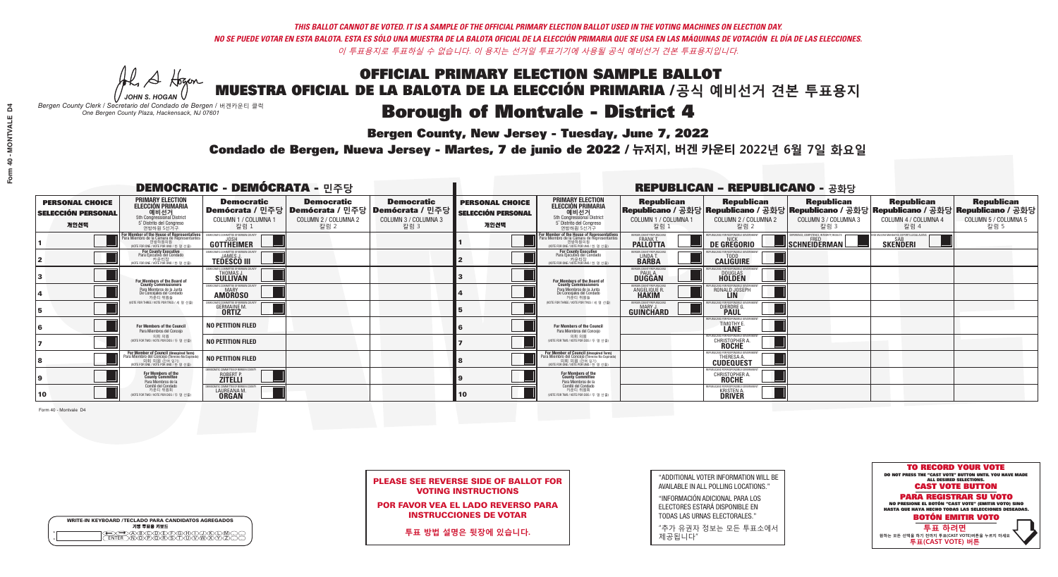*THIS BALLOT CANNOT BE VOTED. IT IS A SAMPLE OF THE OFFICIAL PRIMARY ELECTION BALLOT USED IN THE VOTING MACHINES ON ELECTION DAY.*
*NO SE PUEDE VOTAR EN ESTA BALOTA. ESTA ES SÓLO UNA MUESTRA DE LA BALOTA OFICIAL DE LA ELECCIÓN PRIMARIA QUE SE USA EN LAS MÁQUINAS DE VOTACIÓN EL DÍA DE LAS ELECCIONES.*
*이 투표용지로 투표하실 수 없습니다. 이 용지는 선거일 투표기기에 사용될 공식 예비선거 견본 투표용지입니다.*

JOHN S. HOGAN
*Bergen County Clerk / Secretario del Condado de Bergen / 버겐카운티 클럭*
*One Bergen County Plaza, Hackensack, NJ 07601*

# OFFICIAL PRIMARY ELECTION SAMPLE BALLOT
# MUESTRA OFICIAL DE LA BALOTA DE LA ELECCIÓN PRIMARIA / 공식 예비선거 견본 투표용지

## Borough of Montvale - District 4

**Bergen County, New Jersey - Tuesday, June 7, 2022**

**Condado de Bergen, Nueva Jersey - Martes, 7 de junio de 2022 / 뉴저지, 버겐 카운티 2022년 6월 7일 화요일**

### DEMOCRATIC - DEMÓCRATA - 민주당

| PERSONAL CHOICE / SELECCIÓN PERSONAL / 개인선택 | PRIMARY ELECTION / ELECCIÓN PRIMARIA / 예비선거 (5th Congressional District / 5° Distrito del Congreso / 연방하원 5선거구) | Democratic / Demócrata / 민주당 COLUMN 1 / COLUMNA 1 / 칼럼 1 | Democratic / Demócrata / 민주당 COLUMN 2 / COLUMNA 2 / 칼럼 2 | Democratic / Demócrata / 민주당 COLUMN 3 / COLUMNA 3 / 칼럼 3 |
|---|---|---|---|---|
| 1 | For Member of the House of Representatives / Para Miembro de la Cámara de Representantes / 연방하원의원 (VOTE FOR ONE / VOTE POR UNO / 한 명 선출) | JOSH GOTTHEIMER | | |
| 2 | For County Executive / Para Ejecutivo del Condado / 카운티장 (VOTE FOR ONE / VOTE POR UNO / 한 명 선출) | JAMES J. TEDESCO III | | |
| 3 | For Members of the Board of County Commissioners / Para Miembros de la Junta De Concejales del Condado / 카운티 위원들 (VOTE FOR THREE / VOTE POR TRES / 세 명 선출) | THOMAS J. SULLIVAN | | |
| 4 | | MARY AMOROSO | | |
| 5 | | GERMAINE M. ORTIZ | | |
| 6 | For Members of the Council / Para Miembros del Concejo / 의회 의원 (VOTE FOR TWO / VOTE POR DOS / 두 명 선출) | NO PETITION FILED | | |
| 7 | | NO PETITION FILED | | |
| 8 | For Member of Council (Unexpired Term) / Para Miembro del Concejo (Término No Expirado) / 의회 의원 (잔여 임기) (VOTE FOR ONE / VOTE POR UNO / 한 명 선출) | NO PETITION FILED | | |
| 9 | For Members of the County Committee / Para Miembros de la Comité del Condado / 카운티 위원회 (VOTE FOR TWO / VOTE POR DOS / 두 명 선출) | ROBERT P. ZITELLI | | |
| 10 | | LAUREANA M. ORGAN | | |

### REPUBLICAN - REPUBLICANO - 공화당

| PERSONAL CHOICE / SELECCIÓN PERSONAL / 개인선택 | PRIMARY ELECTION / ELECCIÓN PRIMARIA / 예비선거 (5th Congressional District / 5° Distrito del Congreso / 연방하원 5선거구) | Republican / Republicano / 공화당 COLUMN 1 / COLUMNA 1 / 칼럼 1 | Republican / Republicano / 공화당 COLUMN 2 / COLUMNA 2 / 칼럼 2 | Republican / Republicano / 공화당 COLUMN 3 / COLUMNA 3 / 칼럼 3 | Republican / Republicano / 공화당 COLUMN 4 / COLUMNA 4 / 칼럼 4 | Republican / Republicano / 공화당 COLUMN 5 / COLUMNA 5 / 칼럼 5 |
|---|---|---|---|---|---|---|
| 1 | For Member of the House of Representatives / Para Miembro de la Cámara de Representantes / 연방하원의원 (VOTE FOR ONE / VOTE POR UNO / 한 명 선출) | FRANK T. PALLOTTA | NICK DE GREGORIO | FRED SCHNEIDERMAN | SAB SKENDERI | |
| 2 | For County Executive / Para Ejecutivo del Condado / 카운티장 (VOTE FOR ONE / VOTE POR UNO / 한 명 선출) | LINDA T. BARBA | TODD CALIGUIRE | | | |
| 3 | For Members of the Board of County Commissioners / Para Miembros de la Junta De Concejales del Condado / 카운티 위원들 (VOTE FOR THREE / VOTE POR TRES / 세 명 선출) | PAUL A. DUGGAN | DOUGLAS HOLDEN | | | |
| 4 | | ANGELIQUE R. HAKIM | RONALD JOSEPH LIN | | | |
| 5 | | MARY J. GUINCHARD | DIERDRE G. PAUL | | | |
| 6 | For Members of the Council / Para Miembros del Concejo / 의회 의원 (VOTE FOR TWO / VOTE POR DOS / 두 명 선출) | | TIMOTHY E. LANE | | | |
| 7 | | | CHRISTOPHER A. ROCHE | | | |
| 8 | For Member of Council (Unexpired Term) / Para Miembro del Concejo (Término No Expirado) / 의회 의원 (잔여 임기) (VOTE FOR ONE / VOTE POR UNO / 한 명 선출) | | THERESA A. CUDEQUEST | | | |
| 9 | For Members of the County Committee / Para Miembros de la Comité del Condado / 카운티 위원회 (VOTE FOR TWO / VOTE POR DOS / 두 명 선출) | | CHRISTOPHER A. ROCHE | | | |
| 10 | | | KRISTEN A. DRIVER | | | |

Form 40 - Montvale D4

WRITE-IN KEYBOARD /TECLADO PARA CANDIDATOS AGREGADOS / 기명 투표용 키보드

**PLEASE SEE REVERSE SIDE OF BALLOT FOR VOTING INSTRUCTIONS**

**POR FAVOR VEA EL LADO REVERSO PARA INSTRUCCIONES DE VOTAR**

**투표 방법 설명은 뒷장에 있습니다.**

"ADDITIONAL VOTER INFORMATION WILL BE AVAILABLE IN ALL POLLING LOCATIONS."

"INFORMACIÓN ADICIONAL PARA LOS ELECTORES ESTARÁ DISPONIBLE EN TODAS LAS URNAS ELECTORALES."

"추가 유권자 정보는 모든 투표소에서 제공됩니다"

**TO RECORD YOUR VOTE**
DO NOT PRESS THE "CAST VOTE" BUTTON UNTIL YOU HAVE MADE ALL DESIRED SELECTIONS.
**CAST VOTE BUTTON**

**PARA REGISTRAR SU VOTO**
NO PRESIONE EL BOTÓN "CAST VOTE" (EMITIR VOTO) SINO HASTA QUE HAYA HECHO TODAS LAS SELECCIONES DESEADAS.
**BOTÓN EMITIR VOTO**

**투표 하려면**
원하는 모든 선택을 하기 전까지 투표(CAST VOTE)버튼을 누르지 마세요
**투표(CAST VOTE) 버튼**